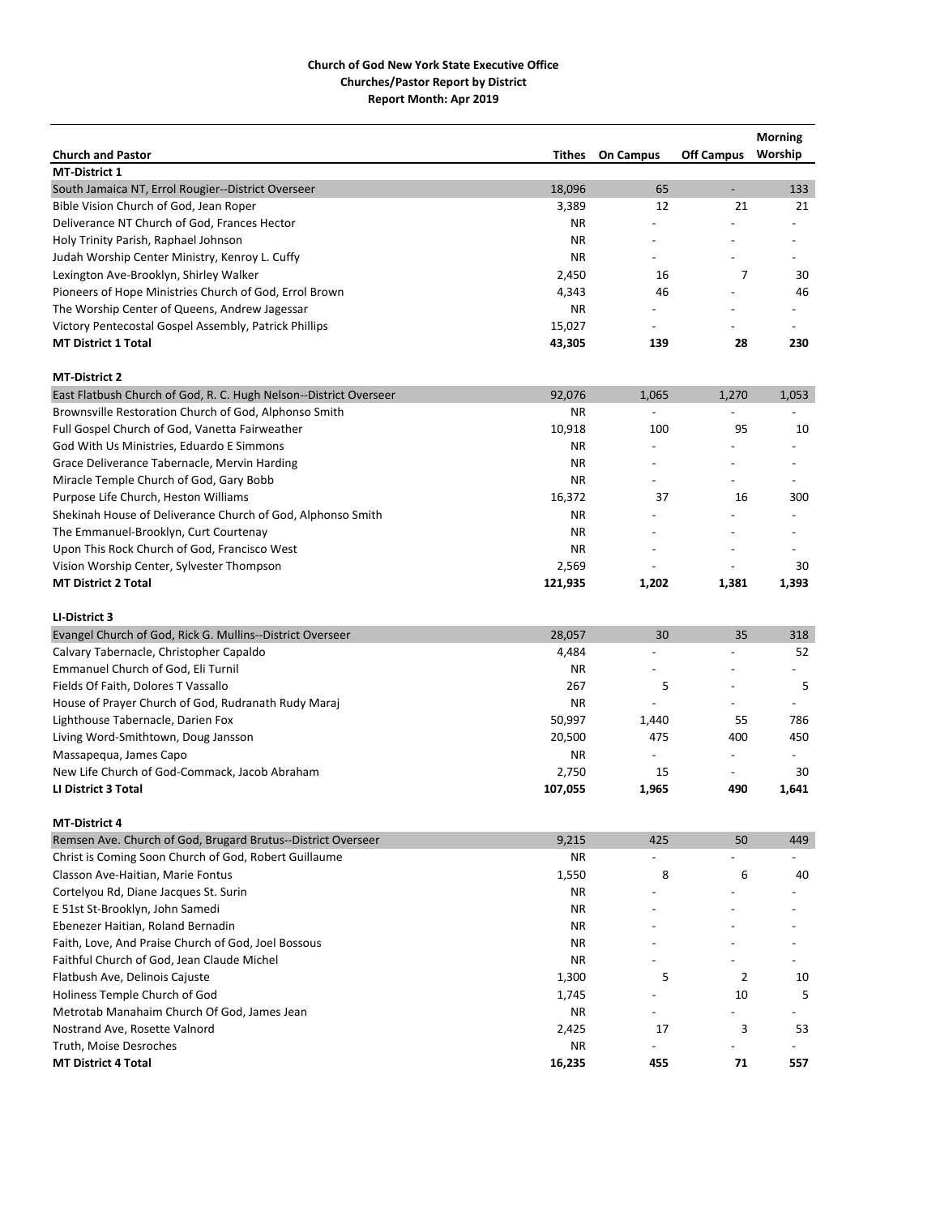**Church of God New York State Executive Office**
**Churches/Pastor Report by District**
**Report Month: Apr 2019**

| Church and Pastor | Tithes | On Campus | Off Campus | Morning Worship |
|---|---|---|---|---|
| **MT-District 1** | | | | |
| South Jamaica NT, Errol Rougier--District Overseer | 18,096 | 65 | - | 133 |
| Bible Vision Church of God, Jean Roper | 3,389 | 12 | 21 | 21 |
| Deliverance NT Church of God, Frances Hector | NR | - | - | - |
| Holy Trinity Parish, Raphael Johnson | NR | - | - | - |
| Judah Worship Center Ministry, Kenroy L. Cuffy | NR | - | - | - |
| Lexington Ave-Brooklyn, Shirley Walker | 2,450 | 16 | 7 | 30 |
| Pioneers of Hope Ministries Church of God, Errol Brown | 4,343 | 46 | - | 46 |
| The Worship Center of Queens, Andrew Jagessar | NR | - | - | - |
| Victory Pentecostal Gospel Assembly, Patrick Phillips | 15,027 | - | - | - |
| **MT District 1 Total** | **43,305** | **139** | **28** | **230** |
| **MT-District 2** | | | | |
| East Flatbush Church of God, R. C. Hugh Nelson--District Overseer | 92,076 | 1,065 | 1,270 | 1,053 |
| Brownsville Restoration Church of God, Alphonso Smith | NR | - | - | - |
| Full Gospel Church of God, Vanetta Fairweather | 10,918 | 100 | 95 | 10 |
| God With Us Ministries, Eduardo E Simmons | NR | - | - | - |
| Grace Deliverance Tabernacle, Mervin Harding | NR | - | - | - |
| Miracle Temple Church of God, Gary Bobb | NR | - | - | - |
| Purpose Life Church, Heston Williams | 16,372 | 37 | 16 | 300 |
| Shekinah House of Deliverance Church of God, Alphonso Smith | NR | - | - | - |
| The Emmanuel-Brooklyn, Curt Courtenay | NR | - | - | - |
| Upon This Rock Church of God, Francisco West | NR | - | - | - |
| Vision Worship Center, Sylvester Thompson | 2,569 | - | - | 30 |
| **MT District 2 Total** | **121,935** | **1,202** | **1,381** | **1,393** |
| **LI-District 3** | | | | |
| Evangel Church of God, Rick G. Mullins--District Overseer | 28,057 | 30 | 35 | 318 |
| Calvary Tabernacle, Christopher Capaldo | 4,484 | - | - | 52 |
| Emmanuel Church of God, Eli Turnil | NR | - | - | - |
| Fields Of Faith, Dolores T Vassallo | 267 | 5 | - | 5 |
| House of Prayer Church of God, Rudranath Rudy Maraj | NR | - | - | - |
| Lighthouse Tabernacle, Darien Fox | 50,997 | 1,440 | 55 | 786 |
| Living Word-Smithtown, Doug Jansson | 20,500 | 475 | 400 | 450 |
| Massapequa, James Capo | NR | - | - | - |
| New Life Church of God-Commack, Jacob Abraham | 2,750 | 15 | - | 30 |
| **LI District 3 Total** | **107,055** | **1,965** | **490** | **1,641** |
| **MT-District 4** | | | | |
| Remsen Ave. Church of God, Brugard Brutus--District Overseer | 9,215 | 425 | 50 | 449 |
| Christ is Coming Soon Church of God, Robert Guillaume | NR | - | - | - |
| Classon Ave-Haitian, Marie Fontus | 1,550 | 8 | 6 | 40 |
| Cortelyou Rd, Diane Jacques St. Surin | NR | - | - | - |
| E 51st St-Brooklyn, John Samedi | NR | - | - | - |
| Ebenezer Haitian, Roland Bernadin | NR | - | - | - |
| Faith, Love, And Praise Church of God, Joel Bossous | NR | - | - | - |
| Faithful Church of God, Jean Claude Michel | NR | - | - | - |
| Flatbush Ave, Delinois Cajuste | 1,300 | 5 | 2 | 10 |
| Holiness Temple Church of God | 1,745 | - | 10 | 5 |
| Metrotab Manahaim Church Of God, James Jean | NR | - | - | - |
| Nostrand Ave, Rosette Valnord | 2,425 | 17 | 3 | 53 |
| Truth, Moise Desroches | NR | - | - | - |
| **MT District 4 Total** | **16,235** | **455** | **71** | **557** |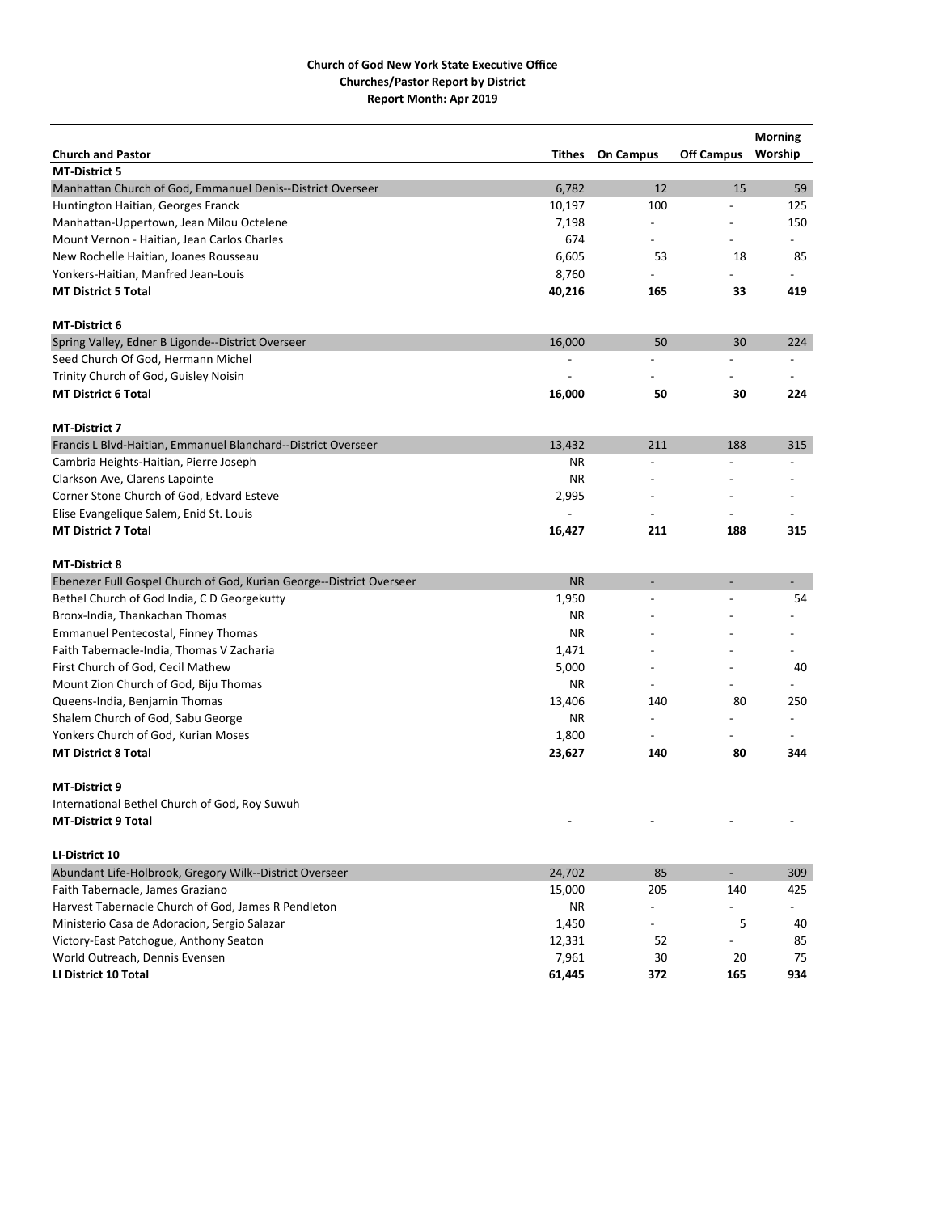**Church of God New York State Executive Office**
**Churches/Pastor Report by District**
**Report Month: Apr 2019**

| Church and Pastor | Tithes | On Campus | Off Campus | Morning Worship |
|---|---|---|---|---|
| **MT-District 5** | | | | |
| Manhattan Church of God, Emmanuel Denis--District Overseer | 6,782 | 12 | 15 | 59 |
| Huntington Haitian, Georges Franck | 10,197 | 100 | - | 125 |
| Manhattan-Uppertown, Jean Milou Octelene | 7,198 | - | - | 150 |
| Mount Vernon - Haitian, Jean Carlos Charles | 674 | - | - | - |
| New Rochelle Haitian, Joanes Rousseau | 6,605 | 53 | 18 | 85 |
| Yonkers-Haitian, Manfred Jean-Louis | 8,760 | - | - | - |
| **MT District 5 Total** | **40,216** | **165** | **33** | **419** |
| | | | | |
| **MT-District 6** | | | | |
| Spring Valley, Edner B Ligonde--District Overseer | 16,000 | 50 | 30 | 224 |
| Seed Church Of God, Hermann Michel | - | - | - | - |
| Trinity Church of God, Guisley Noisin | - | - | - | - |
| **MT District 6 Total** | **16,000** | **50** | **30** | **224** |
| | | | | |
| **MT-District 7** | | | | |
| Francis L Blvd-Haitian, Emmanuel Blanchard--District Overseer | 13,432 | 211 | 188 | 315 |
| Cambria Heights-Haitian, Pierre Joseph | NR | - | - | - |
| Clarkson Ave, Clarens Lapointe | NR | - | - | - |
| Corner Stone Church of God, Edvard Esteve | 2,995 | - | - | - |
| Elise Evangelique Salem, Enid St. Louis | - | - | - | - |
| **MT District 7 Total** | **16,427** | **211** | **188** | **315** |
| | | | | |
| **MT-District 8** | | | | |
| Ebenezer Full Gospel Church of God, Kurian George--District Overseer | NR | - | - | - |
| Bethel Church of God India, C D Georgekutty | 1,950 | - | - | 54 |
| Bronx-India, Thankachan Thomas | NR | - | - | - |
| Emmanuel Pentecostal, Finney Thomas | NR | - | - | - |
| Faith Tabernacle-India, Thomas V Zacharia | 1,471 | - | - | - |
| First Church of God, Cecil Mathew | 5,000 | - | - | 40 |
| Mount Zion Church of God, Biju Thomas | NR | - | - | - |
| Queens-India, Benjamin Thomas | 13,406 | 140 | 80 | 250 |
| Shalem Church of God, Sabu George | NR | - | - | - |
| Yonkers Church of God, Kurian Moses | 1,800 | - | - | - |
| **MT District 8 Total** | **23,627** | **140** | **80** | **344** |
| | | | | |
| **MT-District 9** | | | | |
| International Bethel Church of God, Roy Suwuh | | | | |
| **MT-District 9 Total** | **-** | **-** | **-** | **-** |
| | | | | |
| **LI-District 10** | | | | |
| Abundant Life-Holbrook, Gregory Wilk--District Overseer | 24,702 | 85 | - | 309 |
| Faith Tabernacle, James Graziano | 15,000 | 205 | 140 | 425 |
| Harvest Tabernacle Church of God, James R Pendleton | NR | - | - | - |
| Ministerio Casa de Adoracion, Sergio Salazar | 1,450 | - | 5 | 40 |
| Victory-East Patchogue, Anthony Seaton | 12,331 | 52 | - | 85 |
| World Outreach, Dennis Evensen | 7,961 | 30 | 20 | 75 |
| **LI District 10 Total** | **61,445** | **372** | **165** | **934** |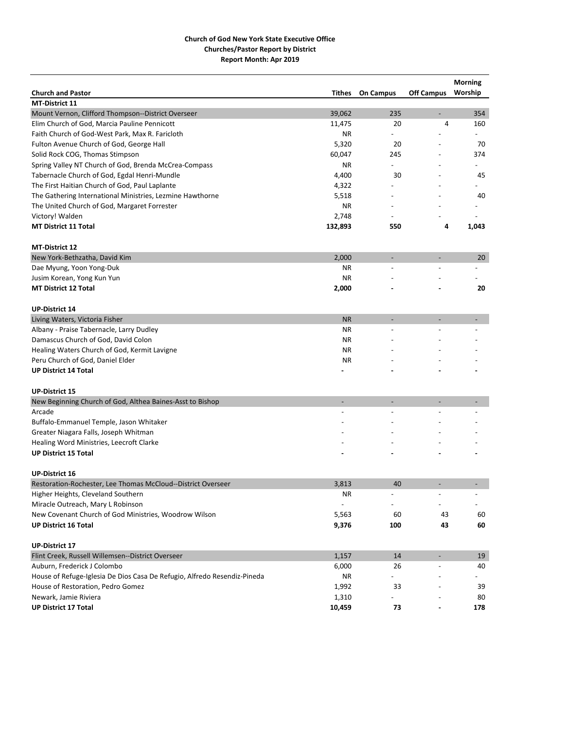**Church of God New York State Executive Office**
**Churches/Pastor Report by District**
**Report Month: Apr 2019**

| Church and Pastor | Tithes | On Campus | Off Campus | Morning Worship |
|---|---|---|---|---|
| **MT-District 11** | | | | |
| Mount Vernon, Clifford Thompson--District Overseer | 39,062 | 235 | - | 354 |
| Elim Church of God, Marcia Pauline Pennicott | 11,475 | 20 | 4 | 160 |
| Faith Church of God-West Park, Max R. Faricloth | NR | - | - | - |
| Fulton Avenue Church of God, George Hall | 5,320 | 20 | - | 70 |
| Solid Rock COG, Thomas Stimpson | 60,047 | 245 | - | 374 |
| Spring Valley NT Church of God, Brenda McCrea-Compass | NR | - | - | - |
| Tabernacle Church of God, Egdal Henri-Mundle | 4,400 | 30 | - | 45 |
| The First Haitian Church of God, Paul Laplante | 4,322 | - | - | - |
| The Gathering International Ministries, Lezmine Hawthorne | 5,518 | - | - | 40 |
| The United Church of God, Margaret Forrester | NR | - | - | - |
| Victory! Walden | 2,748 | - | - | - |
| **MT District 11 Total** | **132,893** | **550** | **4** | **1,043** |
| | | | | |
| **MT-District 12** | | | | |
| New York-Bethzatha, David Kim | 2,000 | - | - | 20 |
| Dae Myung, Yoon Yong-Duk | NR | - | - | - |
| Jusim Korean, Yong Kun Yun | NR | - | - | - |
| **MT District 12 Total** | **2,000** | **-** | **-** | **20** |
| | | | | |
| **UP-District 14** | | | | |
| Living Waters, Victoria Fisher | NR | - | - | - |
| Albany - Praise Tabernacle, Larry Dudley | NR | - | - | - |
| Damascus Church of God, David Colon | NR | - | - | - |
| Healing Waters Church of God, Kermit Lavigne | NR | - | - | - |
| Peru Church of God, Daniel Elder | NR | - | - | - |
| **UP District 14 Total** | **-** | **-** | **-** | **-** |
| | | | | |
| **UP-District 15** | | | | |
| New Beginning Church of God, Althea Baines-Asst to Bishop | - | - | - | - |
| Arcade | - | - | - | - |
| Buffalo-Emmanuel Temple, Jason Whitaker | - | - | - | - |
| Greater Niagara Falls, Joseph Whitman | - | - | - | - |
| Healing Word Ministries, Leecroft Clarke | - | - | - | - |
| **UP District 15 Total** | **-** | **-** | **-** | **-** |
| | | | | |
| **UP-District 16** | | | | |
| Restoration-Rochester, Lee Thomas McCloud--District Overseer | 3,813 | 40 | - | - |
| Higher Heights, Cleveland Southern | NR | - | - | - |
| Miracle Outreach, Mary L Robinson | - | - | - | - |
| New Covenant Church of God Ministries, Woodrow Wilson | 5,563 | 60 | 43 | 60 |
| **UP District 16 Total** | **9,376** | **100** | **43** | **60** |
| | | | | |
| **UP-District 17** | | | | |
| Flint Creek, Russell Willemsen--District Overseer | 1,157 | 14 | - | 19 |
| Auburn, Frederick J Colombo | 6,000 | 26 | - | 40 |
| House of Refuge-Iglesia De Dios Casa De Refugio, Alfredo Resendiz-Pineda | NR | - | - | - |
| House of Restoration, Pedro Gomez | 1,992 | 33 | - | 39 |
| Newark, Jamie Riviera | 1,310 | - | - | 80 |
| **UP District 17 Total** | **10,459** | **73** | **-** | **178** |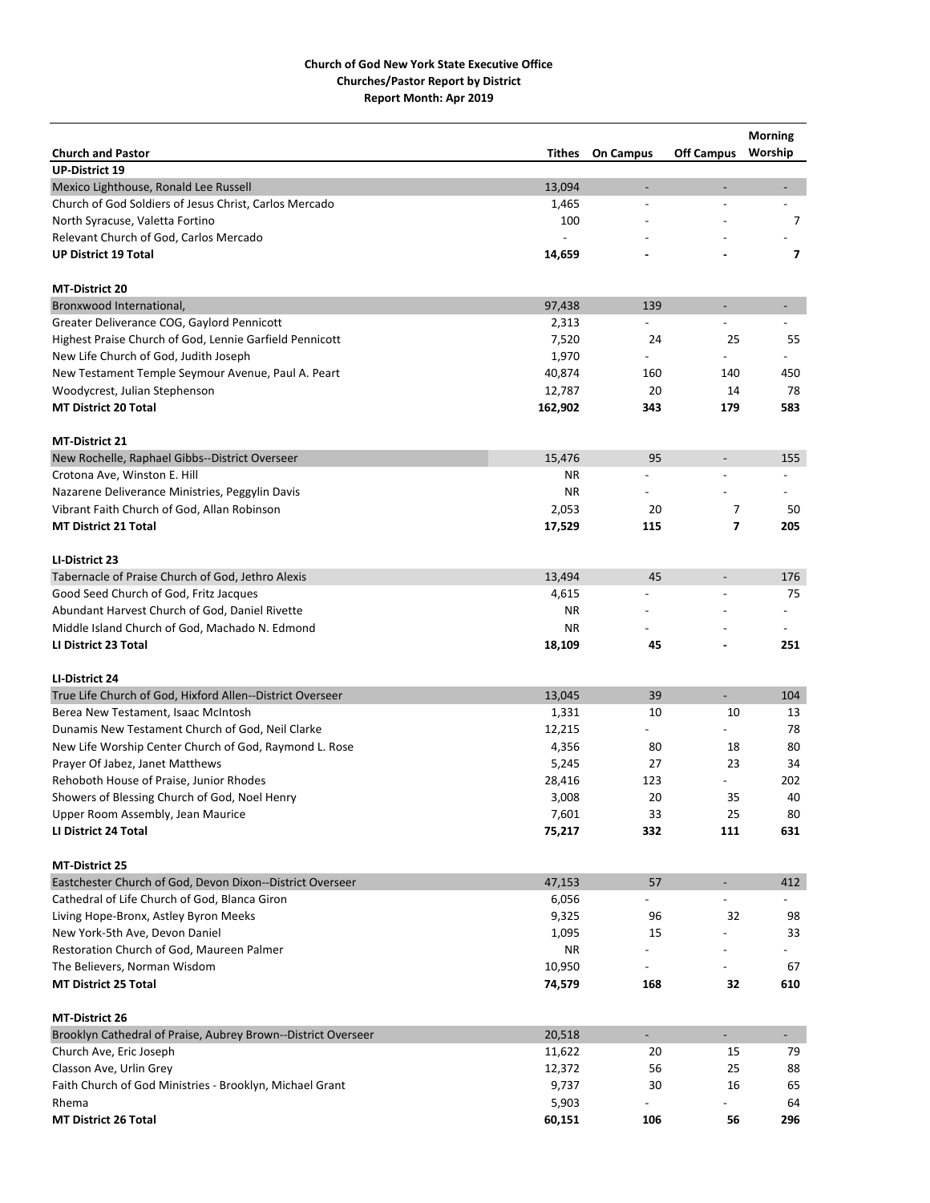**Church of God New York State Executive Office**
**Churches/Pastor Report by District**
**Report Month: Apr 2019**

| Church and Pastor | Tithes | On Campus | Off Campus | Morning Worship |
|---|---|---|---|---|
| **UP-District 19** | | | | |
| Mexico Lighthouse, Ronald Lee Russell | 13,094 | - | - | - |
| Church of God Soldiers of Jesus Christ, Carlos Mercado | 1,465 | - | - | - |
| North Syracuse, Valetta Fortino | 100 | - | - | 7 |
| Relevant Church of God, Carlos Mercado | - | - | - | - |
| **UP District 19 Total** | **14,659** | **-** | **-** | **7** |
| **MT-District 20** | | | | |
| Bronxwood International, | 97,438 | 139 | - | - |
| Greater Deliverance COG, Gaylord Pennicott | 2,313 | - | - | - |
| Highest Praise Church of God, Lennie Garfield Pennicott | 7,520 | 24 | 25 | 55 |
| New Life Church of God, Judith Joseph | 1,970 | - | - | - |
| New Testament Temple Seymour Avenue, Paul A. Peart | 40,874 | 160 | 140 | 450 |
| Woodycrest, Julian Stephenson | 12,787 | 20 | 14 | 78 |
| **MT District 20 Total** | **162,902** | **343** | **179** | **583** |
| **MT-District 21** | | | | |
| New Rochelle, Raphael Gibbs--District Overseer | 15,476 | 95 | - | 155 |
| Crotona Ave, Winston E. Hill | NR | - | - | - |
| Nazarene Deliverance Ministries, Peggylin Davis | NR | - | - | - |
| Vibrant Faith Church of God, Allan Robinson | 2,053 | 20 | 7 | 50 |
| **MT District 21 Total** | **17,529** | **115** | **7** | **205** |
| **LI-District 23** | | | | |
| Tabernacle of Praise Church of God, Jethro Alexis | 13,494 | 45 | - | 176 |
| Good Seed Church of God, Fritz Jacques | 4,615 | - | - | 75 |
| Abundant Harvest Church of God, Daniel Rivette | NR | - | - | - |
| Middle Island Church of God, Machado N. Edmond | NR | - | - | - |
| **LI District 23 Total** | **18,109** | **45** | **-** | **251** |
| **LI-District 24** | | | | |
| True Life Church of God, Hixford Allen--District Overseer | 13,045 | 39 | - | 104 |
| Berea New Testament, Isaac McIntosh | 1,331 | 10 | 10 | 13 |
| Dunamis New Testament Church of God, Neil Clarke | 12,215 | - | - | 78 |
| New Life Worship Center Church of God, Raymond L. Rose | 4,356 | 80 | 18 | 80 |
| Prayer Of Jabez, Janet Matthews | 5,245 | 27 | 23 | 34 |
| Rehoboth House of Praise, Junior Rhodes | 28,416 | 123 | - | 202 |
| Showers of Blessing Church of God, Noel Henry | 3,008 | 20 | 35 | 40 |
| Upper Room Assembly, Jean Maurice | 7,601 | 33 | 25 | 80 |
| **LI District 24 Total** | **75,217** | **332** | **111** | **631** |
| **MT-District 25** | | | | |
| Eastchester Church of God, Devon Dixon--District Overseer | 47,153 | 57 | - | 412 |
| Cathedral of Life Church of God, Blanca Giron | 6,056 | - | - | - |
| Living Hope-Bronx, Astley Byron Meeks | 9,325 | 96 | 32 | 98 |
| New York-5th Ave, Devon Daniel | 1,095 | 15 | - | 33 |
| Restoration Church of God, Maureen Palmer | NR | - | - | - |
| The Believers, Norman Wisdom | 10,950 | - | - | 67 |
| **MT District 25 Total** | **74,579** | **168** | **32** | **610** |
| **MT-District 26** | | | | |
| Brooklyn Cathedral of Praise, Aubrey Brown--District Overseer | 20,518 | - | - | - |
| Church Ave, Eric Joseph | 11,622 | 20 | 15 | 79 |
| Classon Ave, Urlin Grey | 12,372 | 56 | 25 | 88 |
| Faith Church of God Ministries - Brooklyn, Michael Grant | 9,737 | 30 | 16 | 65 |
| Rhema | 5,903 | - | - | 64 |
| **MT District 26 Total** | **60,151** | **106** | **56** | **296** |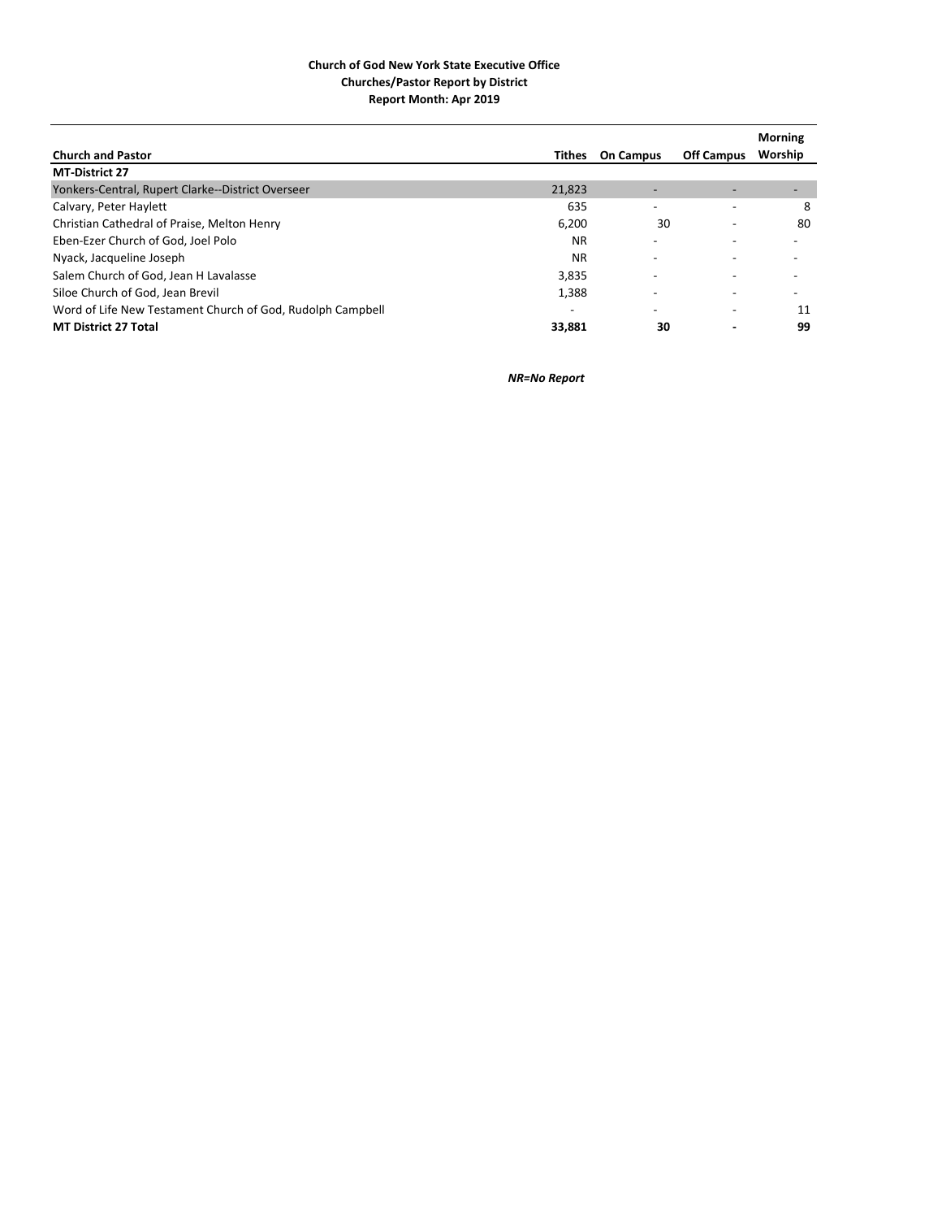**Church of God New York State Executive Office**
**Churches/Pastor Report by District**
**Report Month: Apr 2019**

| Church and Pastor | Tithes | On Campus | Off Campus | Morning Worship |
|---|---|---|---|---|
| **MT-District 27** | | | | |
| Yonkers-Central, Rupert Clarke--District Overseer | 21,823 | - | - | - |
| Calvary, Peter Haylett | 635 | - | - | 8 |
| Christian Cathedral of Praise, Melton Henry | 6,200 | 30 | - | 80 |
| Eben-Ezer Church of God, Joel Polo | NR | - | - | - |
| Nyack, Jacqueline Joseph | NR | - | - | - |
| Salem Church of God, Jean H Lavalasse | 3,835 | - | - | - |
| Siloe Church of God, Jean Brevil | 1,388 | - | - | - |
| Word of Life New Testament Church of God, Rudolph Campbell | - | - | - | 11 |
| **MT District 27 Total** | **33,881** | **30** | **-** | **99** |

***NR=No Report***